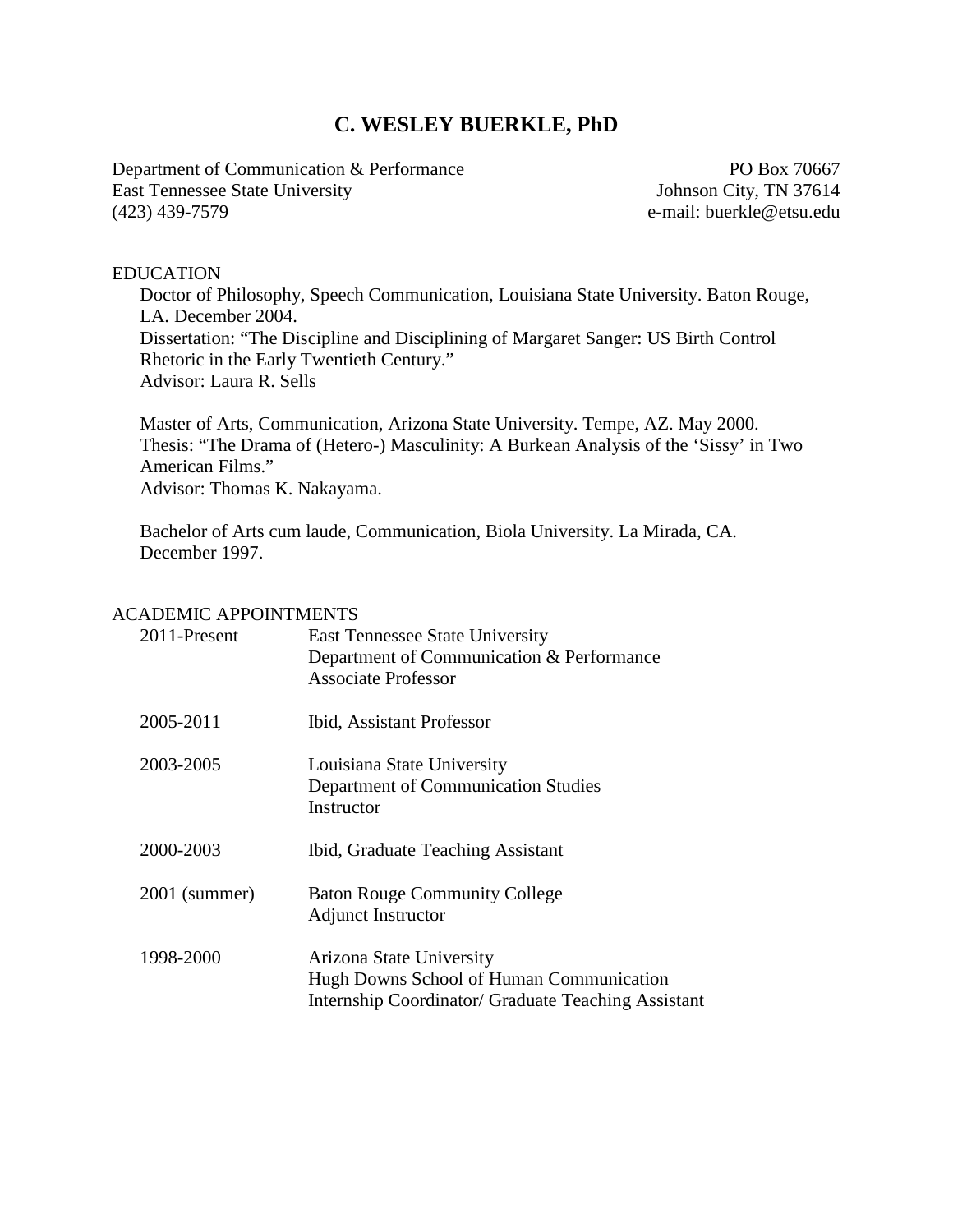# C. WESLEY BUERKLE, PhD

Department of Communication & Performance
East Tennessee State University
(423) 439-7579

PO Box 70667
Johnson City, TN 37614
e-mail: buerkle@etsu.edu

## EDUCATION

Doctor of Philosophy, Speech Communication, Louisiana State University. Baton Rouge, LA. December 2004.
Dissertation: "The Discipline and Disciplining of Margaret Sanger: US Birth Control Rhetoric in the Early Twentieth Century."
Advisor: Laura R. Sells

Master of Arts, Communication, Arizona State University. Tempe, AZ. May 2000.
Thesis: "The Drama of (Hetero-) Masculinity: A Burkean Analysis of the 'Sissy' in Two American Films."
Advisor: Thomas K. Nakayama.

Bachelor of Arts cum laude, Communication, Biola University. La Mirada, CA. December 1997.

## ACADEMIC APPOINTMENTS

2011-Present — East Tennessee State University
Department of Communication & Performance
Associate Professor

2005-2011 — Ibid, Assistant Professor

2003-2005 — Louisiana State University
Department of Communication Studies
Instructor

2000-2003 — Ibid, Graduate Teaching Assistant

2001 (summer) — Baton Rouge Community College
Adjunct Instructor

1998-2000 — Arizona State University
Hugh Downs School of Human Communication
Internship Coordinator/ Graduate Teaching Assistant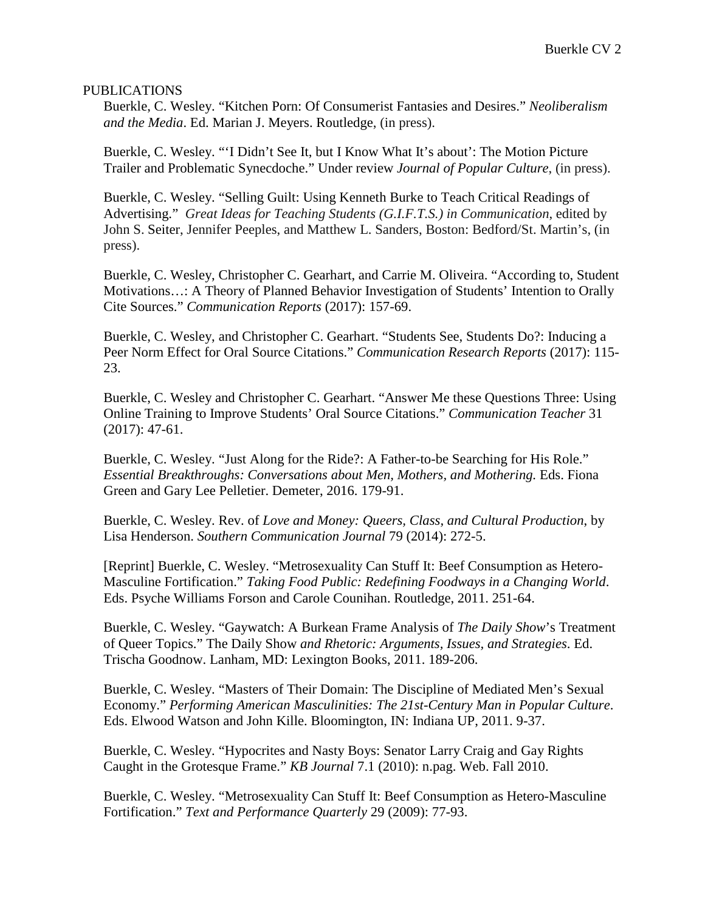PUBLICATIONS

Buerkle, C. Wesley. "Kitchen Porn: Of Consumerist Fantasies and Desires." *Neoliberalism and the Media*. Ed. Marian J. Meyers. Routledge, (in press).

Buerkle, C. Wesley. "'I Didn't See It, but I Know What It's about': The Motion Picture Trailer and Problematic Synecdoche." Under review *Journal of Popular Culture*, (in press).

Buerkle, C. Wesley. "Selling Guilt: Using Kenneth Burke to Teach Critical Readings of Advertising." *Great Ideas for Teaching Students (G.I.F.T.S.) in Communication*, edited by John S. Seiter, Jennifer Peeples, and Matthew L. Sanders, Boston: Bedford/St. Martin's, (in press).

Buerkle, C. Wesley, Christopher C. Gearhart, and Carrie M. Oliveira. "According to, Student Motivations…: A Theory of Planned Behavior Investigation of Students' Intention to Orally Cite Sources." *Communication Reports* (2017): 157-69.

Buerkle, C. Wesley, and Christopher C. Gearhart. "Students See, Students Do?: Inducing a Peer Norm Effect for Oral Source Citations." *Communication Research Reports* (2017): 115-23.

Buerkle, C. Wesley and Christopher C. Gearhart. "Answer Me these Questions Three: Using Online Training to Improve Students' Oral Source Citations." *Communication Teacher* 31 (2017): 47-61.

Buerkle, C. Wesley. "Just Along for the Ride?: A Father-to-be Searching for His Role." *Essential Breakthroughs: Conversations about Men, Mothers, and Mothering.* Eds. Fiona Green and Gary Lee Pelletier. Demeter, 2016. 179-91.

Buerkle, C. Wesley. Rev. of *Love and Money: Queers, Class, and Cultural Production*, by Lisa Henderson. *Southern Communication Journal* 79 (2014): 272-5.

[Reprint] Buerkle, C. Wesley. "Metrosexuality Can Stuff It: Beef Consumption as Hetero-Masculine Fortification." *Taking Food Public: Redefining Foodways in a Changing World*. Eds. Psyche Williams Forson and Carole Counihan. Routledge, 2011. 251-64.

Buerkle, C. Wesley. "Gaywatch: A Burkean Frame Analysis of *The Daily Show*'s Treatment of Queer Topics." The Daily Show *and Rhetoric: Arguments, Issues, and Strategies*. Ed. Trischa Goodnow. Lanham, MD: Lexington Books, 2011. 189-206.

Buerkle, C. Wesley. "Masters of Their Domain: The Discipline of Mediated Men's Sexual Economy." *Performing American Masculinities: The 21st-Century Man in Popular Culture*. Eds. Elwood Watson and John Kille. Bloomington, IN: Indiana UP, 2011. 9-37.

Buerkle, C. Wesley. "Hypocrites and Nasty Boys: Senator Larry Craig and Gay Rights Caught in the Grotesque Frame." *KB Journal* 7.1 (2010): n.pag. Web. Fall 2010.

Buerkle, C. Wesley. "Metrosexuality Can Stuff It: Beef Consumption as Hetero-Masculine Fortification." *Text and Performance Quarterly* 29 (2009): 77-93.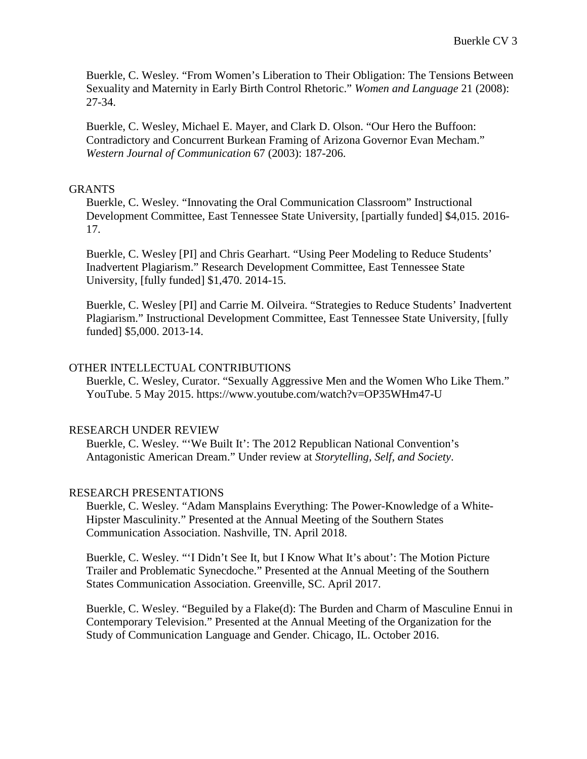Buerkle, C. Wesley. “From Women’s Liberation to Their Obligation: The Tensions Between Sexuality and Maternity in Early Birth Control Rhetoric.” *Women and Language* 21 (2008): 27-34.

Buerkle, C. Wesley, Michael E. Mayer, and Clark D. Olson. “Our Hero the Buffoon: Contradictory and Concurrent Burkean Framing of Arizona Governor Evan Mecham.” *Western Journal of Communication* 67 (2003): 187-206.

## GRANTS

Buerkle, C. Wesley. “Innovating the Oral Communication Classroom” Instructional Development Committee, East Tennessee State University, [partially funded] $4,015. 2016-17.

Buerkle, C. Wesley [PI] and Chris Gearhart. “Using Peer Modeling to Reduce Students’ Inadvertent Plagiarism.” Research Development Committee, East Tennessee State University, [fully funded] $1,470. 2014-15.

Buerkle, C. Wesley [PI] and Carrie M. Oilveira. “Strategies to Reduce Students’ Inadvertent Plagiarism.” Instructional Development Committee, East Tennessee State University, [fully funded] $5,000. 2013-14.

## OTHER INTELLECTUAL CONTRIBUTIONS

Buerkle, C. Wesley, Curator. “Sexually Aggressive Men and the Women Who Like Them.” YouTube. 5 May 2015. https://www.youtube.com/watch?v=OP35WHm47-U

## RESEARCH UNDER REVIEW

Buerkle, C. Wesley. “‘We Built It’: The 2012 Republican National Convention’s Antagonistic American Dream.” Under review at *Storytelling, Self, and Society*.

## RESEARCH PRESENTATIONS

Buerkle, C. Wesley. “Adam Mansplains Everything: The Power-Knowledge of a White-Hipster Masculinity.” Presented at the Annual Meeting of the Southern States Communication Association. Nashville, TN. April 2018.

Buerkle, C. Wesley. “‘I Didn’t See It, but I Know What It’s about’: The Motion Picture Trailer and Problematic Synecdoche.” Presented at the Annual Meeting of the Southern States Communication Association. Greenville, SC. April 2017.

Buerkle, C. Wesley. “Beguiled by a Flake(d): The Burden and Charm of Masculine Ennui in Contemporary Television.” Presented at the Annual Meeting of the Organization for the Study of Communication Language and Gender. Chicago, IL. October 2016.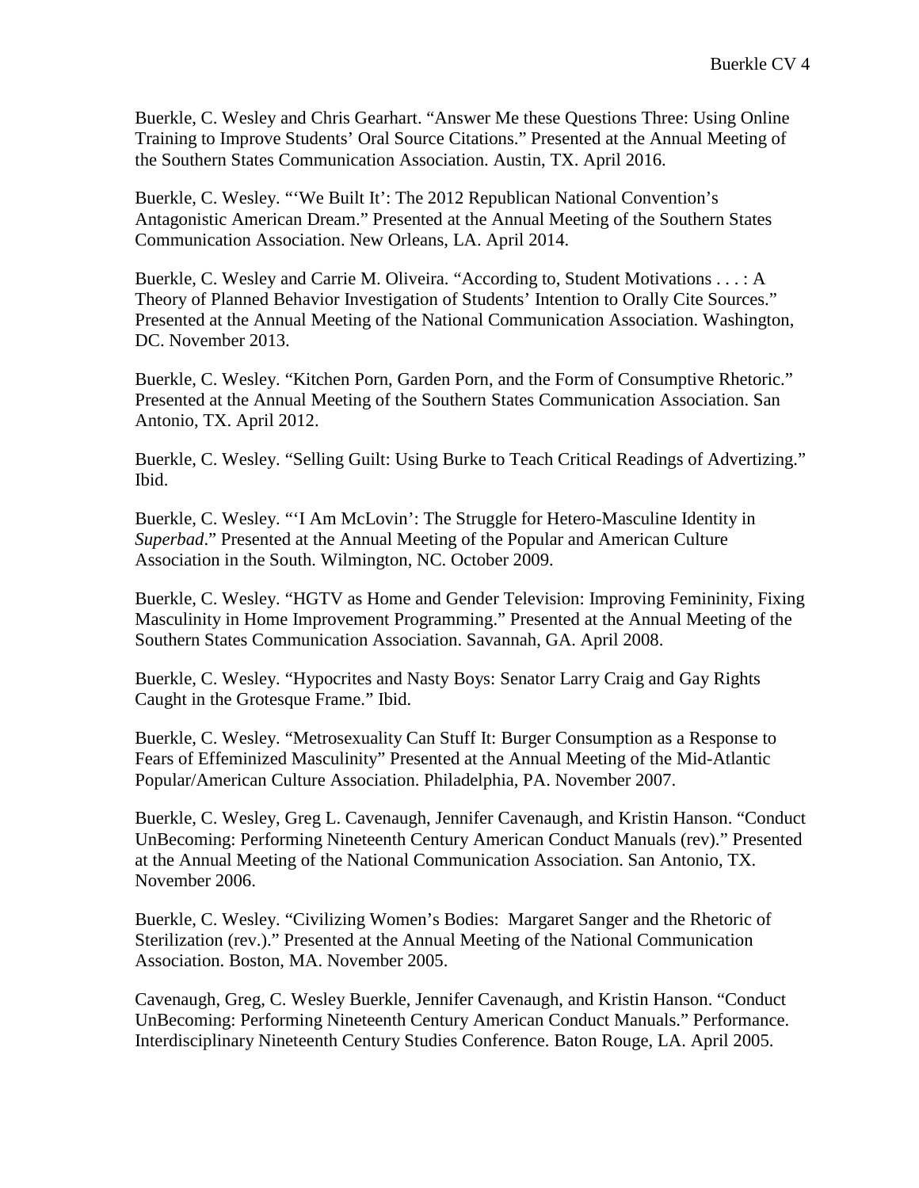Buerkle, C. Wesley and Chris Gearhart. "Answer Me these Questions Three: Using Online Training to Improve Students' Oral Source Citations." Presented at the Annual Meeting of the Southern States Communication Association. Austin, TX. April 2016.

Buerkle, C. Wesley. "'We Built It': The 2012 Republican National Convention's Antagonistic American Dream." Presented at the Annual Meeting of the Southern States Communication Association. New Orleans, LA. April 2014.

Buerkle, C. Wesley and Carrie M. Oliveira. "According to, Student Motivations . . . : A Theory of Planned Behavior Investigation of Students' Intention to Orally Cite Sources." Presented at the Annual Meeting of the National Communication Association. Washington, DC. November 2013.

Buerkle, C. Wesley. "Kitchen Porn, Garden Porn, and the Form of Consumptive Rhetoric." Presented at the Annual Meeting of the Southern States Communication Association. San Antonio, TX. April 2012.

Buerkle, C. Wesley. "Selling Guilt: Using Burke to Teach Critical Readings of Advertizing." Ibid.

Buerkle, C. Wesley. "'I Am McLovin': The Struggle for Hetero-Masculine Identity in *Superbad*." Presented at the Annual Meeting of the Popular and American Culture Association in the South. Wilmington, NC. October 2009.

Buerkle, C. Wesley. "HGTV as Home and Gender Television: Improving Femininity, Fixing Masculinity in Home Improvement Programming." Presented at the Annual Meeting of the Southern States Communication Association. Savannah, GA. April 2008.

Buerkle, C. Wesley. "Hypocrites and Nasty Boys: Senator Larry Craig and Gay Rights Caught in the Grotesque Frame." Ibid.

Buerkle, C. Wesley. "Metrosexuality Can Stuff It: Burger Consumption as a Response to Fears of Effeminized Masculinity" Presented at the Annual Meeting of the Mid-Atlantic Popular/American Culture Association. Philadelphia, PA. November 2007.

Buerkle, C. Wesley, Greg L. Cavenaugh, Jennifer Cavenaugh, and Kristin Hanson. "Conduct UnBecoming: Performing Nineteenth Century American Conduct Manuals (rev)." Presented at the Annual Meeting of the National Communication Association. San Antonio, TX. November 2006.

Buerkle, C. Wesley. "Civilizing Women's Bodies: Margaret Sanger and the Rhetoric of Sterilization (rev.)." Presented at the Annual Meeting of the National Communication Association. Boston, MA. November 2005.

Cavenaugh, Greg, C. Wesley Buerkle, Jennifer Cavenaugh, and Kristin Hanson. "Conduct UnBecoming: Performing Nineteenth Century American Conduct Manuals." Performance. Interdisciplinary Nineteenth Century Studies Conference. Baton Rouge, LA. April 2005.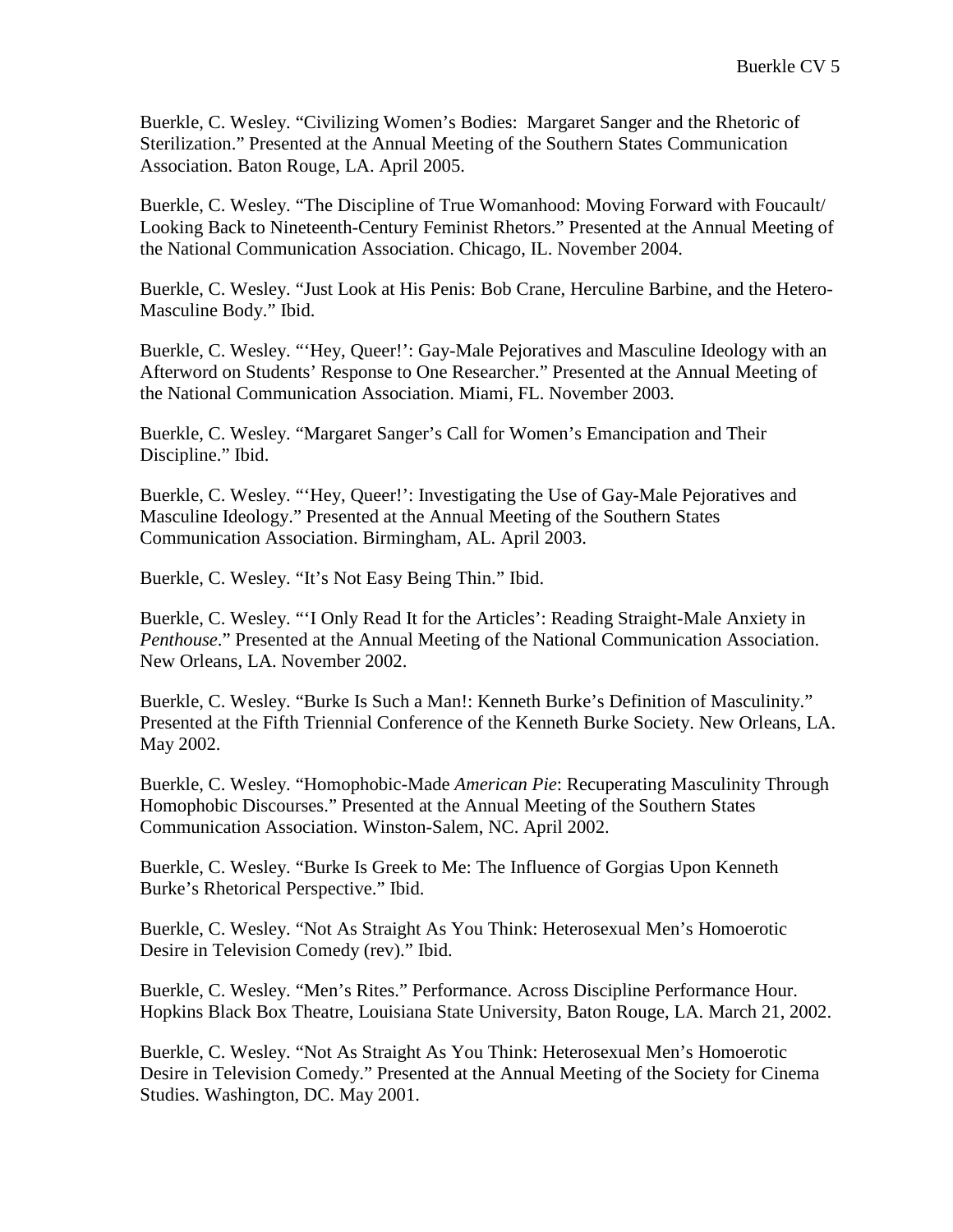Buerkle, C. Wesley. “Civilizing Women’s Bodies: Margaret Sanger and the Rhetoric of Sterilization.” Presented at the Annual Meeting of the Southern States Communication Association. Baton Rouge, LA. April 2005.

Buerkle, C. Wesley. “The Discipline of True Womanhood: Moving Forward with Foucault/ Looking Back to Nineteenth-Century Feminist Rhetors.” Presented at the Annual Meeting of the National Communication Association. Chicago, IL. November 2004.

Buerkle, C. Wesley. “Just Look at His Penis: Bob Crane, Herculine Barbine, and the Hetero-Masculine Body.” Ibid.

Buerkle, C. Wesley. “‘Hey, Queer!’: Gay-Male Pejoratives and Masculine Ideology with an Afterword on Students’ Response to One Researcher.” Presented at the Annual Meeting of the National Communication Association. Miami, FL. November 2003.

Buerkle, C. Wesley. “Margaret Sanger’s Call for Women’s Emancipation and Their Discipline.” Ibid.

Buerkle, C. Wesley. “‘Hey, Queer!’: Investigating the Use of Gay-Male Pejoratives and Masculine Ideology.” Presented at the Annual Meeting of the Southern States Communication Association. Birmingham, AL. April 2003.

Buerkle, C. Wesley. “It’s Not Easy Being Thin.” Ibid.

Buerkle, C. Wesley. “‘I Only Read It for the Articles’: Reading Straight-Male Anxiety in *Penthouse*.” Presented at the Annual Meeting of the National Communication Association. New Orleans, LA. November 2002.

Buerkle, C. Wesley. “Burke Is Such a Man!: Kenneth Burke’s Definition of Masculinity.” Presented at the Fifth Triennial Conference of the Kenneth Burke Society. New Orleans, LA. May 2002.

Buerkle, C. Wesley. “Homophobic-Made *American Pie*: Recuperating Masculinity Through Homophobic Discourses.” Presented at the Annual Meeting of the Southern States Communication Association. Winston-Salem, NC. April 2002.

Buerkle, C. Wesley. “Burke Is Greek to Me: The Influence of Gorgias Upon Kenneth Burke’s Rhetorical Perspective.” Ibid.

Buerkle, C. Wesley. “Not As Straight As You Think: Heterosexual Men’s Homoerotic Desire in Television Comedy (rev).” Ibid.

Buerkle, C. Wesley. “Men’s Rites.” Performance. Across Discipline Performance Hour. Hopkins Black Box Theatre, Louisiana State University, Baton Rouge, LA. March 21, 2002.

Buerkle, C. Wesley. “Not As Straight As You Think: Heterosexual Men’s Homoerotic Desire in Television Comedy.” Presented at the Annual Meeting of the Society for Cinema Studies. Washington, DC. May 2001.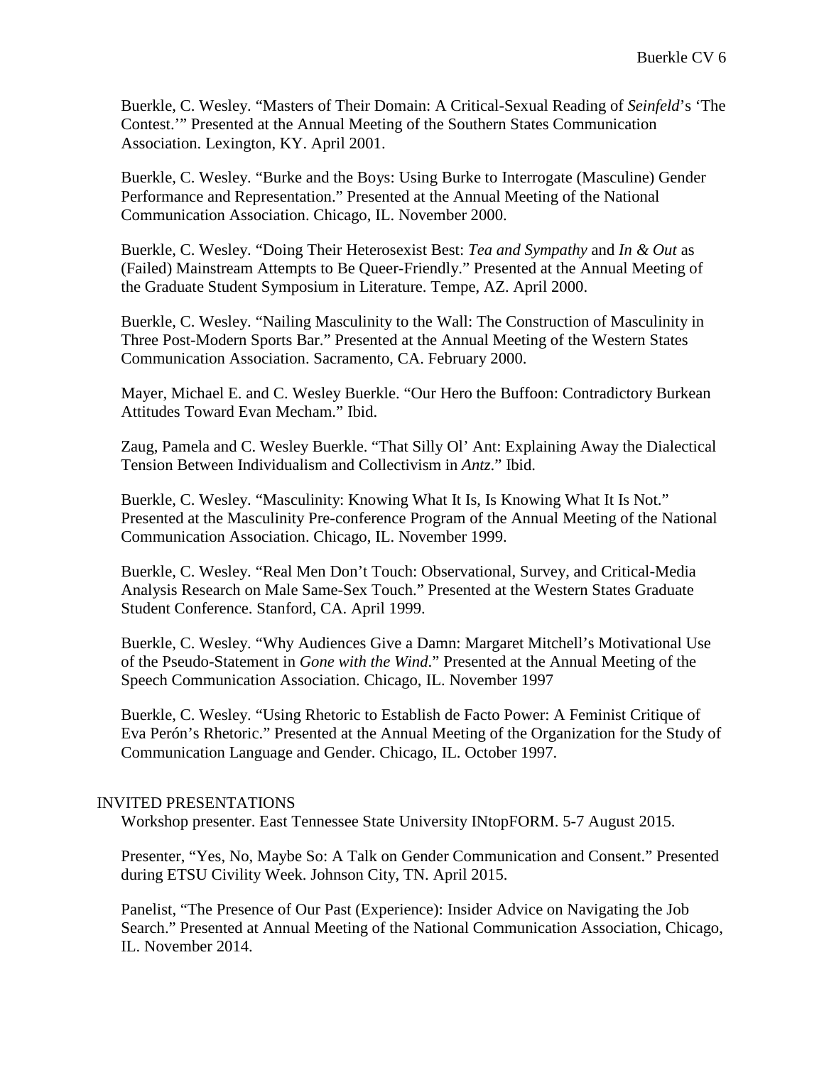Buerkle, C. Wesley. "Masters of Their Domain: A Critical-Sexual Reading of *Seinfeld*'s 'The Contest.'" Presented at the Annual Meeting of the Southern States Communication Association. Lexington, KY. April 2001.

Buerkle, C. Wesley. "Burke and the Boys: Using Burke to Interrogate (Masculine) Gender Performance and Representation." Presented at the Annual Meeting of the National Communication Association. Chicago, IL. November 2000.

Buerkle, C. Wesley. "Doing Their Heterosexist Best: *Tea and Sympathy* and *In & Out* as (Failed) Mainstream Attempts to Be Queer-Friendly." Presented at the Annual Meeting of the Graduate Student Symposium in Literature. Tempe, AZ. April 2000.

Buerkle, C. Wesley. "Nailing Masculinity to the Wall: The Construction of Masculinity in Three Post-Modern Sports Bar." Presented at the Annual Meeting of the Western States Communication Association. Sacramento, CA. February 2000.

Mayer, Michael E. and C. Wesley Buerkle. "Our Hero the Buffoon: Contradictory Burkean Attitudes Toward Evan Mecham." Ibid.

Zaug, Pamela and C. Wesley Buerkle. "That Silly Ol' Ant: Explaining Away the Dialectical Tension Between Individualism and Collectivism in *Antz*." Ibid.

Buerkle, C. Wesley. "Masculinity: Knowing What It Is, Is Knowing What It Is Not." Presented at the Masculinity Pre-conference Program of the Annual Meeting of the National Communication Association. Chicago, IL. November 1999.

Buerkle, C. Wesley. "Real Men Don't Touch: Observational, Survey, and Critical-Media Analysis Research on Male Same-Sex Touch." Presented at the Western States Graduate Student Conference. Stanford, CA. April 1999.

Buerkle, C. Wesley. "Why Audiences Give a Damn: Margaret Mitchell's Motivational Use of the Pseudo-Statement in *Gone with the Wind*." Presented at the Annual Meeting of the Speech Communication Association. Chicago, IL. November 1997

Buerkle, C. Wesley. "Using Rhetoric to Establish de Facto Power: A Feminist Critique of Eva Perón's Rhetoric." Presented at the Annual Meeting of the Organization for the Study of Communication Language and Gender. Chicago, IL. October 1997.

## INVITED PRESENTATIONS

Workshop presenter. East Tennessee State University INtopFORM. 5-7 August 2015.

Presenter, "Yes, No, Maybe So: A Talk on Gender Communication and Consent." Presented during ETSU Civility Week. Johnson City, TN. April 2015.

Panelist, "The Presence of Our Past (Experience): Insider Advice on Navigating the Job Search." Presented at Annual Meeting of the National Communication Association, Chicago, IL. November 2014.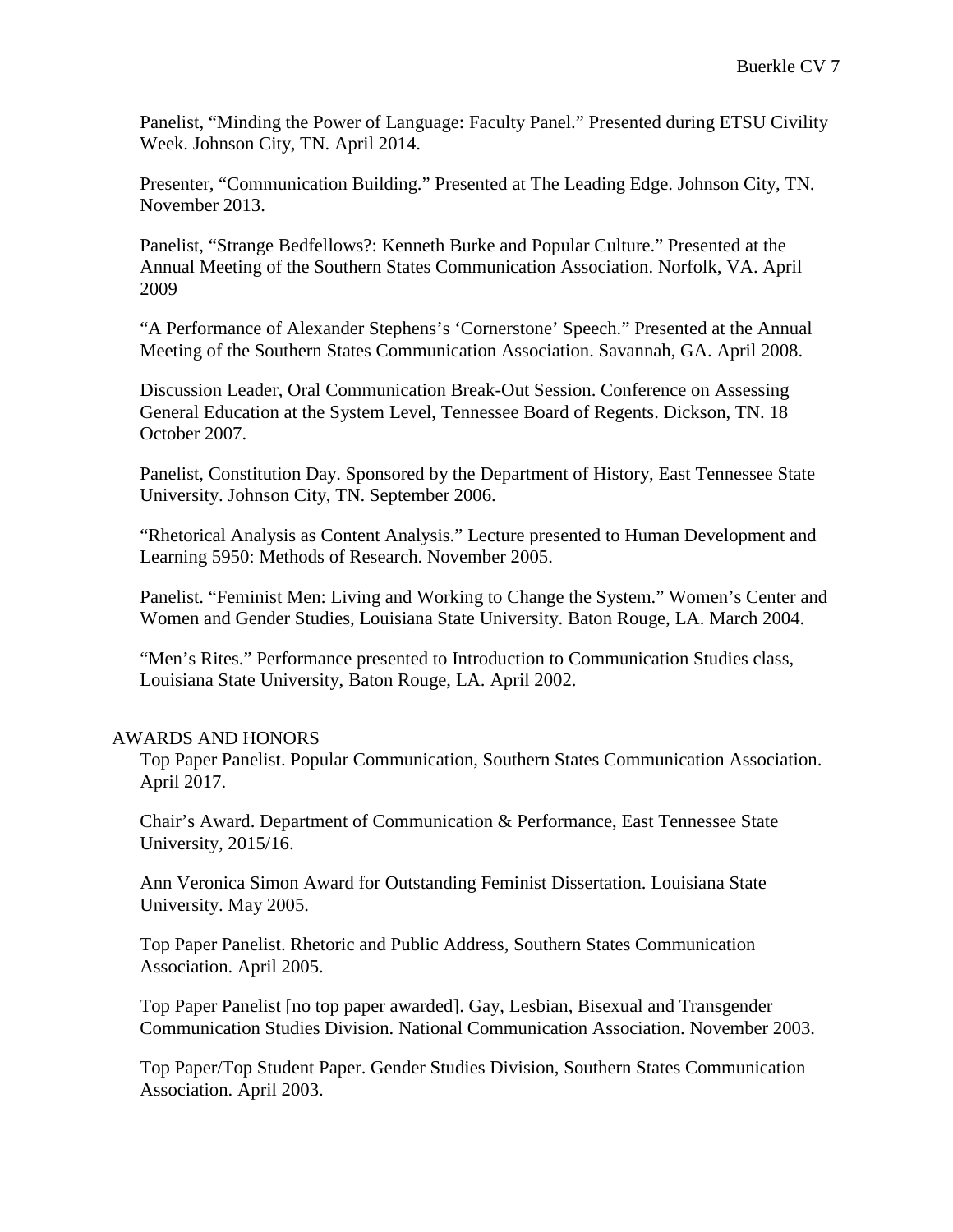Panelist, "Minding the Power of Language: Faculty Panel." Presented during ETSU Civility Week. Johnson City, TN. April 2014.

Presenter, "Communication Building." Presented at The Leading Edge. Johnson City, TN. November 2013.

Panelist, "Strange Bedfellows?: Kenneth Burke and Popular Culture." Presented at the Annual Meeting of the Southern States Communication Association. Norfolk, VA. April 2009

"A Performance of Alexander Stephens's 'Cornerstone' Speech." Presented at the Annual Meeting of the Southern States Communication Association. Savannah, GA. April 2008.

Discussion Leader, Oral Communication Break-Out Session. Conference on Assessing General Education at the System Level, Tennessee Board of Regents. Dickson, TN. 18 October 2007.

Panelist, Constitution Day. Sponsored by the Department of History, East Tennessee State University. Johnson City, TN. September 2006.

"Rhetorical Analysis as Content Analysis." Lecture presented to Human Development and Learning 5950: Methods of Research. November 2005.

Panelist. "Feminist Men: Living and Working to Change the System." Women's Center and Women and Gender Studies, Louisiana State University. Baton Rouge, LA. March 2004.

"Men's Rites." Performance presented to Introduction to Communication Studies class, Louisiana State University, Baton Rouge, LA. April 2002.

## AWARDS AND HONORS

Top Paper Panelist. Popular Communication, Southern States Communication Association. April 2017.

Chair's Award. Department of Communication & Performance, East Tennessee State University, 2015/16.

Ann Veronica Simon Award for Outstanding Feminist Dissertation. Louisiana State University. May 2005.

Top Paper Panelist. Rhetoric and Public Address, Southern States Communication Association. April 2005.

Top Paper Panelist [no top paper awarded]. Gay, Lesbian, Bisexual and Transgender Communication Studies Division. National Communication Association. November 2003.

Top Paper/Top Student Paper. Gender Studies Division, Southern States Communication Association. April 2003.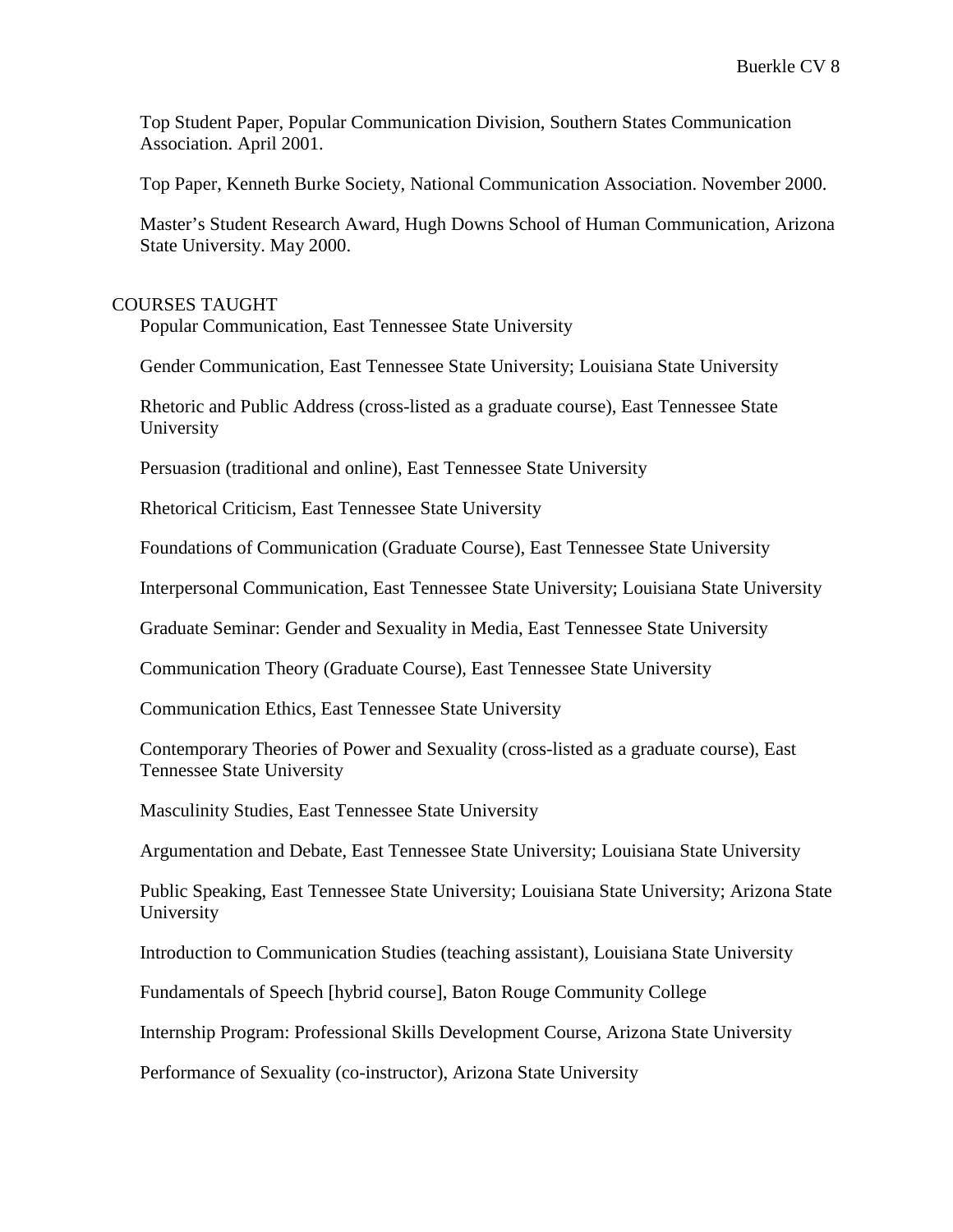Top Student Paper, Popular Communication Division, Southern States Communication Association. April 2001.

Top Paper, Kenneth Burke Society, National Communication Association. November 2000.

Master's Student Research Award, Hugh Downs School of Human Communication, Arizona State University. May 2000.

## COURSES TAUGHT

Popular Communication, East Tennessee State University

Gender Communication, East Tennessee State University; Louisiana State University

Rhetoric and Public Address (cross-listed as a graduate course), East Tennessee State University

Persuasion (traditional and online), East Tennessee State University

Rhetorical Criticism, East Tennessee State University

Foundations of Communication (Graduate Course), East Tennessee State University

Interpersonal Communication, East Tennessee State University; Louisiana State University

Graduate Seminar: Gender and Sexuality in Media, East Tennessee State University

Communication Theory (Graduate Course), East Tennessee State University

Communication Ethics, East Tennessee State University

Contemporary Theories of Power and Sexuality (cross-listed as a graduate course), East Tennessee State University

Masculinity Studies, East Tennessee State University

Argumentation and Debate, East Tennessee State University; Louisiana State University

Public Speaking, East Tennessee State University; Louisiana State University; Arizona State University

Introduction to Communication Studies (teaching assistant), Louisiana State University

Fundamentals of Speech [hybrid course], Baton Rouge Community College

Internship Program: Professional Skills Development Course, Arizona State University

Performance of Sexuality (co-instructor), Arizona State University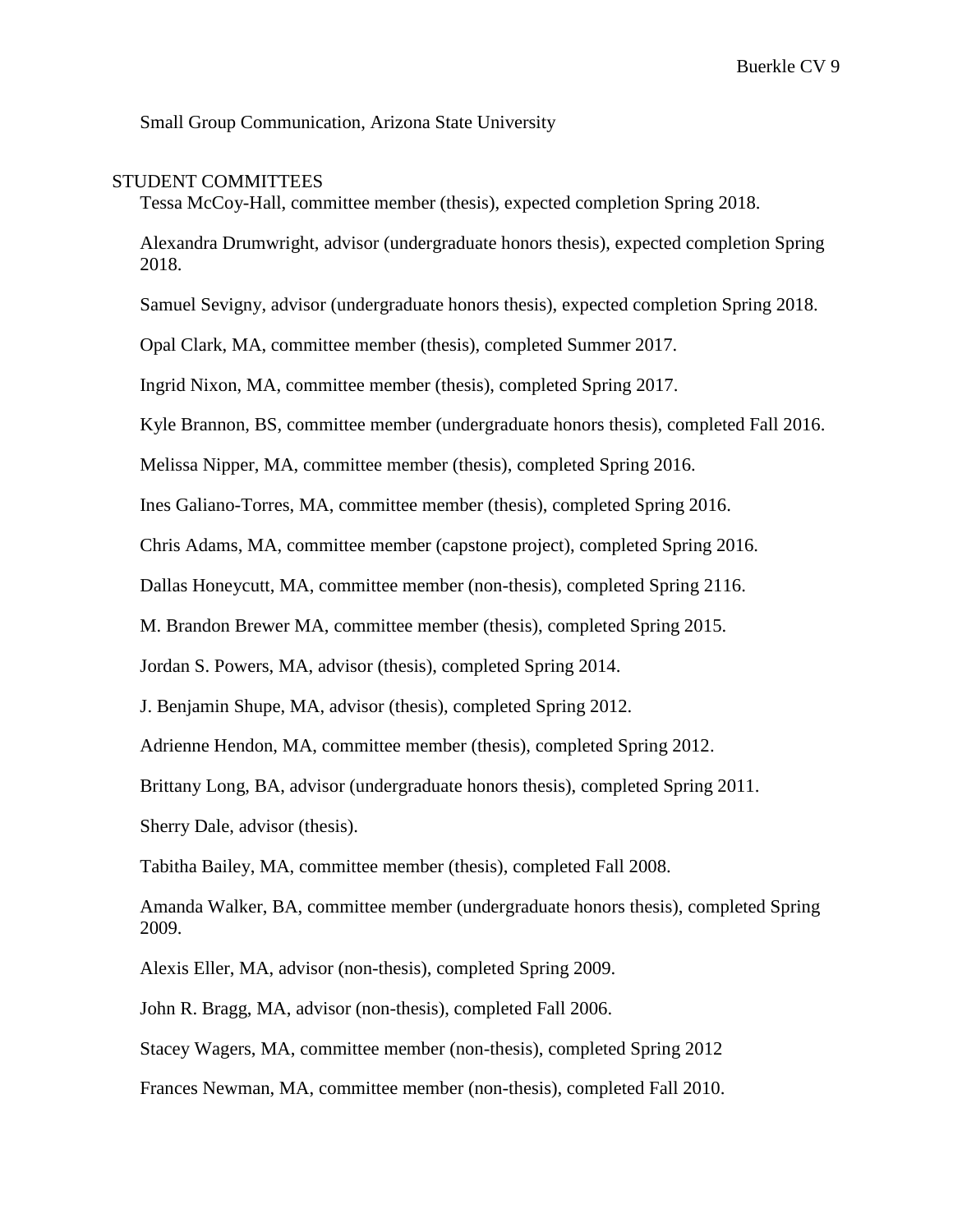Small Group Communication, Arizona State University

## STUDENT COMMITTEES

Tessa McCoy-Hall, committee member (thesis), expected completion Spring 2018.

Alexandra Drumwright, advisor (undergraduate honors thesis), expected completion Spring 2018.

Samuel Sevigny, advisor (undergraduate honors thesis), expected completion Spring 2018.

Opal Clark, MA, committee member (thesis), completed Summer 2017.

Ingrid Nixon, MA, committee member (thesis), completed Spring 2017.

Kyle Brannon, BS, committee member (undergraduate honors thesis), completed Fall 2016.

Melissa Nipper, MA, committee member (thesis), completed Spring 2016.

Ines Galiano-Torres, MA, committee member (thesis), completed Spring 2016.

Chris Adams, MA, committee member (capstone project), completed Spring 2016.

Dallas Honeycutt, MA, committee member (non-thesis), completed Spring 2116.

M. Brandon Brewer MA, committee member (thesis), completed Spring 2015.

Jordan S. Powers, MA, advisor (thesis), completed Spring 2014.

J. Benjamin Shupe, MA, advisor (thesis), completed Spring 2012.

Adrienne Hendon, MA, committee member (thesis), completed Spring 2012.

Brittany Long, BA, advisor (undergraduate honors thesis), completed Spring 2011.

Sherry Dale, advisor (thesis).

Tabitha Bailey, MA, committee member (thesis), completed Fall 2008.

Amanda Walker, BA, committee member (undergraduate honors thesis), completed Spring 2009.

Alexis Eller, MA, advisor (non-thesis), completed Spring 2009.

John R. Bragg, MA, advisor (non-thesis), completed Fall 2006.

Stacey Wagers, MA, committee member (non-thesis), completed Spring 2012

Frances Newman, MA, committee member (non-thesis), completed Fall 2010.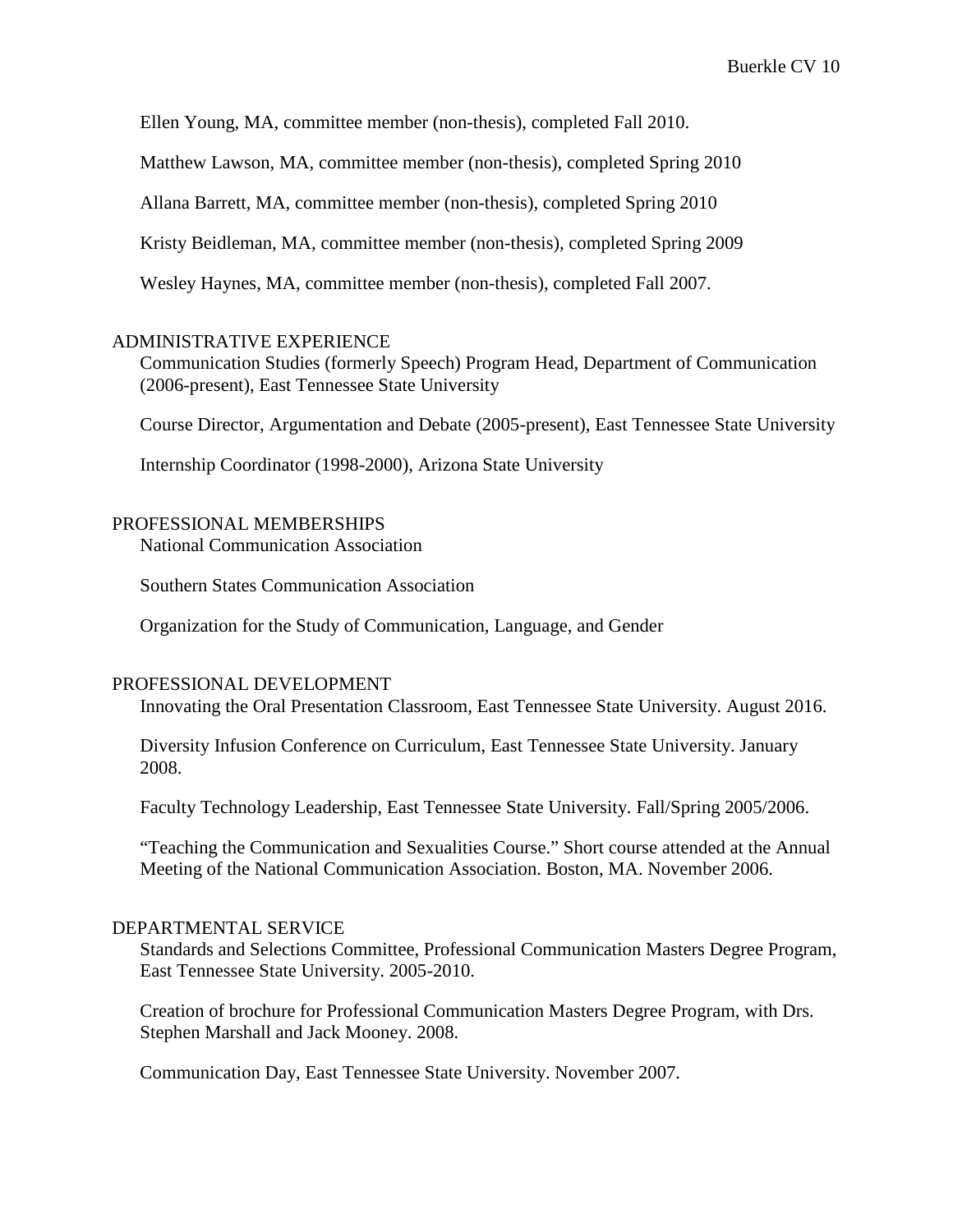Ellen Young, MA, committee member (non-thesis), completed Fall 2010.

Matthew Lawson, MA, committee member (non-thesis), completed Spring 2010

Allana Barrett, MA, committee member (non-thesis), completed Spring 2010

Kristy Beidleman, MA, committee member (non-thesis), completed Spring 2009

Wesley Haynes, MA, committee member (non-thesis), completed Fall 2007.

## ADMINISTRATIVE EXPERIENCE

Communication Studies (formerly Speech) Program Head, Department of Communication (2006-present), East Tennessee State University

Course Director, Argumentation and Debate (2005-present), East Tennessee State University

Internship Coordinator (1998-2000), Arizona State University

## PROFESSIONAL MEMBERSHIPS

National Communication Association

Southern States Communication Association

Organization for the Study of Communication, Language, and Gender

## PROFESSIONAL DEVELOPMENT

Innovating the Oral Presentation Classroom, East Tennessee State University. August 2016.

Diversity Infusion Conference on Curriculum, East Tennessee State University. January 2008.

Faculty Technology Leadership, East Tennessee State University. Fall/Spring 2005/2006.

"Teaching the Communication and Sexualities Course." Short course attended at the Annual Meeting of the National Communication Association. Boston, MA. November 2006.

## DEPARTMENTAL SERVICE

Standards and Selections Committee, Professional Communication Masters Degree Program, East Tennessee State University. 2005-2010.

Creation of brochure for Professional Communication Masters Degree Program, with Drs. Stephen Marshall and Jack Mooney. 2008.

Communication Day, East Tennessee State University. November 2007.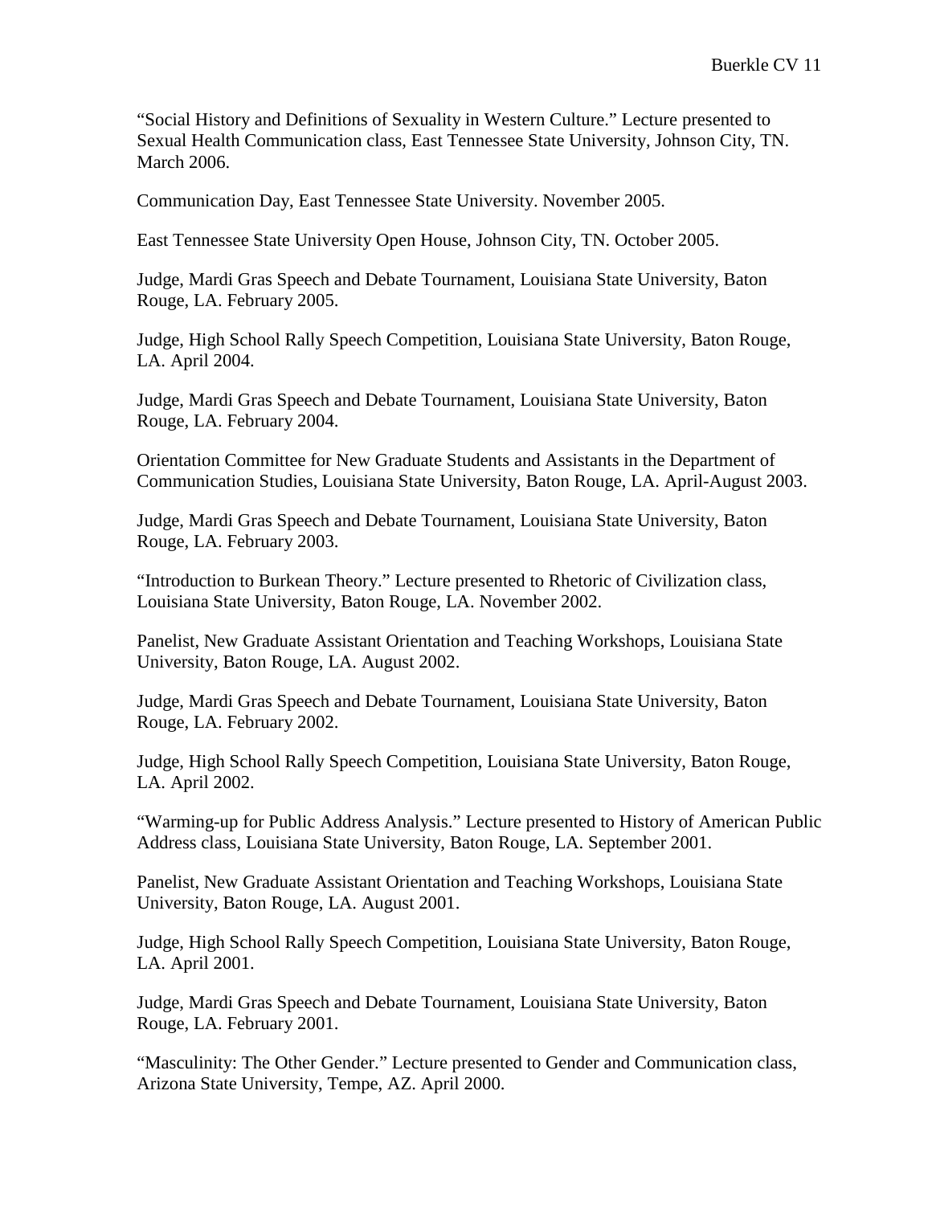"Social History and Definitions of Sexuality in Western Culture." Lecture presented to Sexual Health Communication class, East Tennessee State University, Johnson City, TN. March 2006.

Communication Day, East Tennessee State University. November 2005.

East Tennessee State University Open House, Johnson City, TN. October 2005.

Judge, Mardi Gras Speech and Debate Tournament, Louisiana State University, Baton Rouge, LA. February 2005.

Judge, High School Rally Speech Competition, Louisiana State University, Baton Rouge, LA. April 2004.

Judge, Mardi Gras Speech and Debate Tournament, Louisiana State University, Baton Rouge, LA. February 2004.

Orientation Committee for New Graduate Students and Assistants in the Department of Communication Studies, Louisiana State University, Baton Rouge, LA. April-August 2003.

Judge, Mardi Gras Speech and Debate Tournament, Louisiana State University, Baton Rouge, LA. February 2003.

"Introduction to Burkean Theory." Lecture presented to Rhetoric of Civilization class, Louisiana State University, Baton Rouge, LA. November 2002.

Panelist, New Graduate Assistant Orientation and Teaching Workshops, Louisiana State University, Baton Rouge, LA. August 2002.

Judge, Mardi Gras Speech and Debate Tournament, Louisiana State University, Baton Rouge, LA. February 2002.

Judge, High School Rally Speech Competition, Louisiana State University, Baton Rouge, LA. April 2002.

"Warming-up for Public Address Analysis." Lecture presented to History of American Public Address class, Louisiana State University, Baton Rouge, LA. September 2001.

Panelist, New Graduate Assistant Orientation and Teaching Workshops, Louisiana State University, Baton Rouge, LA. August 2001.

Judge, High School Rally Speech Competition, Louisiana State University, Baton Rouge, LA. April 2001.

Judge, Mardi Gras Speech and Debate Tournament, Louisiana State University, Baton Rouge, LA. February 2001.

"Masculinity: The Other Gender." Lecture presented to Gender and Communication class, Arizona State University, Tempe, AZ. April 2000.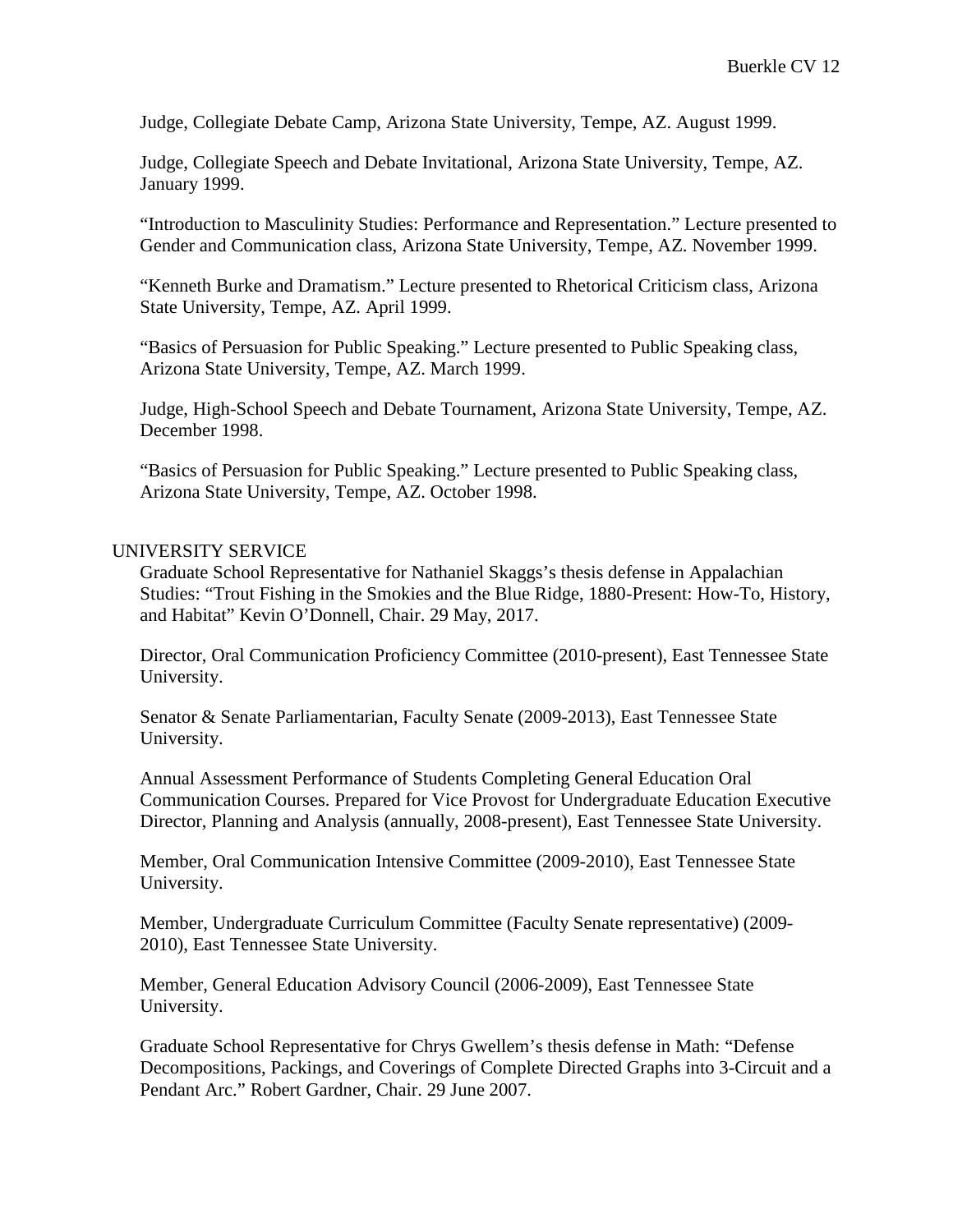Judge, Collegiate Debate Camp, Arizona State University, Tempe, AZ. August 1999.

Judge, Collegiate Speech and Debate Invitational, Arizona State University, Tempe, AZ. January 1999.

"Introduction to Masculinity Studies: Performance and Representation." Lecture presented to Gender and Communication class, Arizona State University, Tempe, AZ. November 1999.

"Kenneth Burke and Dramatism." Lecture presented to Rhetorical Criticism class, Arizona State University, Tempe, AZ. April 1999.

"Basics of Persuasion for Public Speaking." Lecture presented to Public Speaking class, Arizona State University, Tempe, AZ. March 1999.

Judge, High-School Speech and Debate Tournament, Arizona State University, Tempe, AZ. December 1998.

"Basics of Persuasion for Public Speaking." Lecture presented to Public Speaking class, Arizona State University, Tempe, AZ. October 1998.

## UNIVERSITY SERVICE

Graduate School Representative for Nathaniel Skaggs's thesis defense in Appalachian Studies: "Trout Fishing in the Smokies and the Blue Ridge, 1880-Present: How-To, History, and Habitat" Kevin O'Donnell, Chair. 29 May, 2017.

Director, Oral Communication Proficiency Committee (2010-present), East Tennessee State University.

Senator & Senate Parliamentarian, Faculty Senate (2009-2013), East Tennessee State University.

Annual Assessment Performance of Students Completing General Education Oral Communication Courses. Prepared for Vice Provost for Undergraduate Education Executive Director, Planning and Analysis (annually, 2008-present), East Tennessee State University.

Member, Oral Communication Intensive Committee (2009-2010), East Tennessee State University.

Member, Undergraduate Curriculum Committee (Faculty Senate representative) (2009-2010), East Tennessee State University.

Member, General Education Advisory Council (2006-2009), East Tennessee State University.

Graduate School Representative for Chrys Gwellem's thesis defense in Math: "Defense Decompositions, Packings, and Coverings of Complete Directed Graphs into 3-Circuit and a Pendant Arc." Robert Gardner, Chair. 29 June 2007.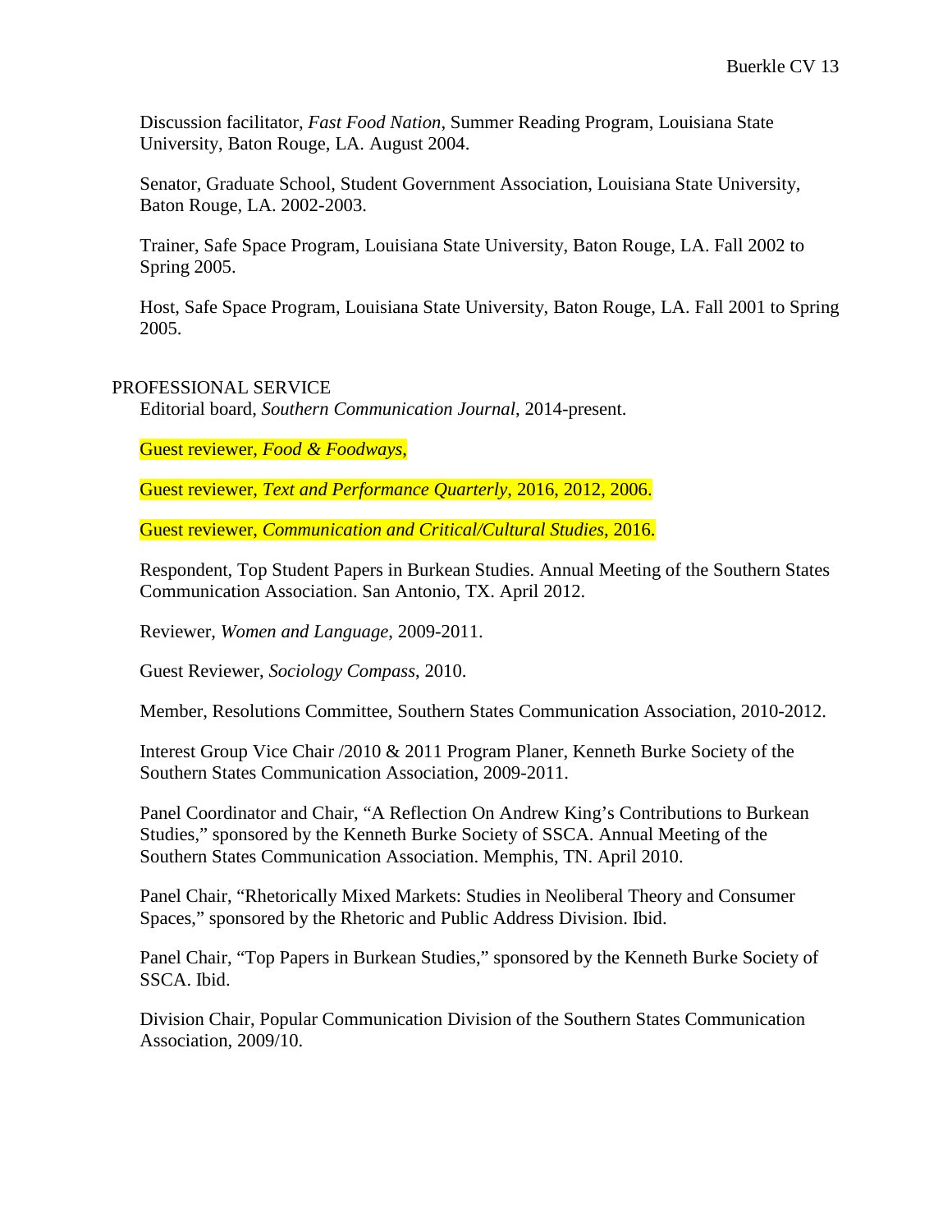Discussion facilitator, *Fast Food Nation*, Summer Reading Program, Louisiana State University, Baton Rouge, LA. August 2004.

Senator, Graduate School, Student Government Association, Louisiana State University, Baton Rouge, LA. 2002-2003.

Trainer, Safe Space Program, Louisiana State University, Baton Rouge, LA. Fall 2002 to Spring 2005.

Host, Safe Space Program, Louisiana State University, Baton Rouge, LA. Fall 2001 to Spring 2005.

## PROFESSIONAL SERVICE

Editorial board, *Southern Communication Journal*, 2014-present.

Guest reviewer, *Food & Foodways*,

Guest reviewer, *Text and Performance Quarterly*, 2016, 2012, 2006.

Guest reviewer, *Communication and Critical/Cultural Studies*, 2016.

Respondent, Top Student Papers in Burkean Studies. Annual Meeting of the Southern States Communication Association. San Antonio, TX. April 2012.

Reviewer, *Women and Language*, 2009-2011.

Guest Reviewer, *Sociology Compass*, 2010.

Member, Resolutions Committee, Southern States Communication Association, 2010-2012.

Interest Group Vice Chair /2010 & 2011 Program Planer, Kenneth Burke Society of the Southern States Communication Association, 2009-2011.

Panel Coordinator and Chair, "A Reflection On Andrew King's Contributions to Burkean Studies," sponsored by the Kenneth Burke Society of SSCA. Annual Meeting of the Southern States Communication Association. Memphis, TN. April 2010.

Panel Chair, "Rhetorically Mixed Markets: Studies in Neoliberal Theory and Consumer Spaces," sponsored by the Rhetoric and Public Address Division. Ibid.

Panel Chair, "Top Papers in Burkean Studies," sponsored by the Kenneth Burke Society of SSCA. Ibid.

Division Chair, Popular Communication Division of the Southern States Communication Association, 2009/10.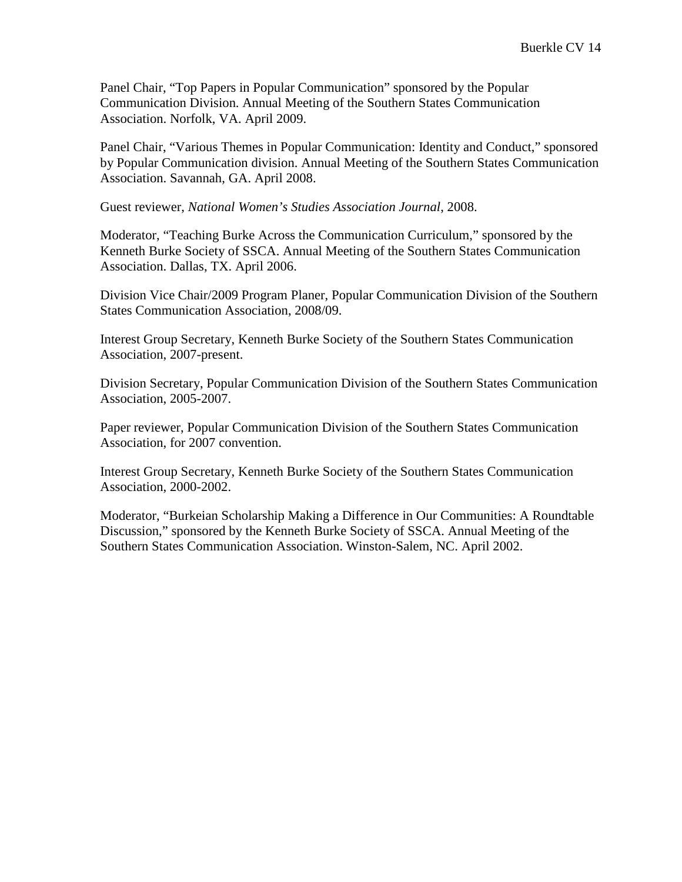Panel Chair, "Top Papers in Popular Communication" sponsored by the Popular Communication Division. Annual Meeting of the Southern States Communication Association. Norfolk, VA. April 2009.

Panel Chair, "Various Themes in Popular Communication: Identity and Conduct," sponsored by Popular Communication division. Annual Meeting of the Southern States Communication Association. Savannah, GA. April 2008.

Guest reviewer, *National Women's Studies Association Journal*, 2008.

Moderator, "Teaching Burke Across the Communication Curriculum," sponsored by the Kenneth Burke Society of SSCA. Annual Meeting of the Southern States Communication Association. Dallas, TX. April 2006.

Division Vice Chair/2009 Program Planer, Popular Communication Division of the Southern States Communication Association, 2008/09.

Interest Group Secretary, Kenneth Burke Society of the Southern States Communication Association, 2007-present.

Division Secretary, Popular Communication Division of the Southern States Communication Association, 2005-2007.

Paper reviewer, Popular Communication Division of the Southern States Communication Association, for 2007 convention.

Interest Group Secretary, Kenneth Burke Society of the Southern States Communication Association, 2000-2002.

Moderator, "Burkeian Scholarship Making a Difference in Our Communities: A Roundtable Discussion," sponsored by the Kenneth Burke Society of SSCA. Annual Meeting of the Southern States Communication Association. Winston-Salem, NC. April 2002.